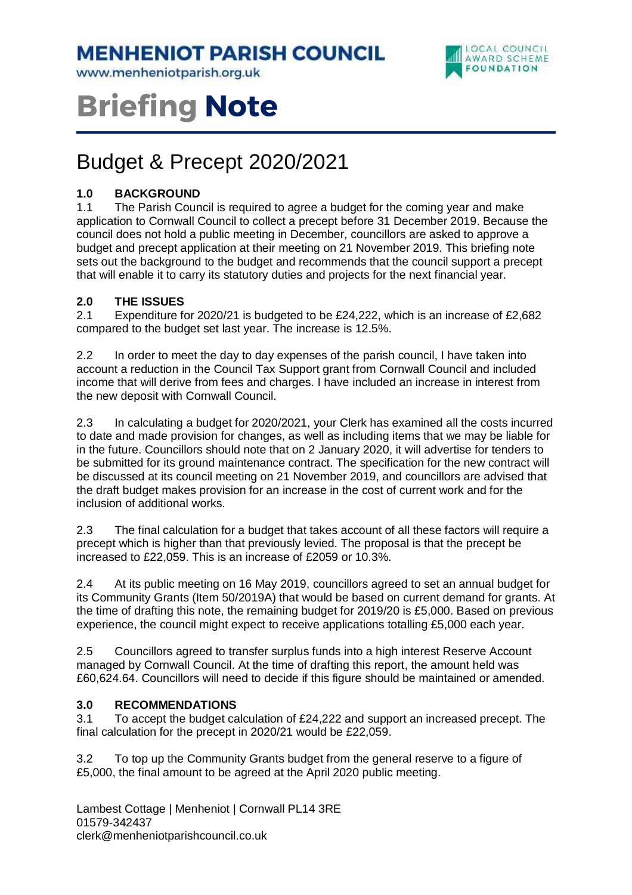# MENHENIOT PARISH COUNCIL

www.menheniotparish.org.uk

LOCAL COUNCIL AWARD SCHEME FOUNDATION

# Briefing Note

## Budget & Precept 2020/2021

### 1.0 BACKGROUND

1.1 The Parish Council is required to agree a budget for the coming year and make application to Cornwall Council to collect a precept before 31 December 2019. Because the council does not hold a public meeting in December, councillors are asked to approve a budget and precept application at their meeting on 21 November 2019. This briefing note sets out the background to the budget and recommends that the council support a precept that will enable it to carry its statutory duties and projects for the next financial year.

### 2.0 THE ISSUES

2.1 Expenditure for 2020/21 is budgeted to be £24,222, which is an increase of £2,682 compared to the budget set last year. The increase is 12.5%.

2.2 In order to meet the day to day expenses of the parish council, I have taken into account a reduction in the Council Tax Support grant from Cornwall Council and included income that will derive from fees and charges. I have included an increase in interest from the new deposit with Cornwall Council.

2.3 In calculating a budget for 2020/2021, your Clerk has examined all the costs incurred to date and made provision for changes, as well as including items that we may be liable for in the future. Councillors should note that on 2 January 2020, it will advertise for tenders to be submitted for its ground maintenance contract. The specification for the new contract will be discussed at its council meeting on 21 November 2019, and councillors are advised that the draft budget makes provision for an increase in the cost of current work and for the inclusion of additional works.

2.3 The final calculation for a budget that takes account of all these factors will require a precept which is higher than that previously levied. The proposal is that the precept be increased to £22,059. This is an increase of £2059 or 10.3%.

2.4 At its public meeting on 16 May 2019, councillors agreed to set an annual budget for its Community Grants (Item 50/2019A) that would be based on current demand for grants. At the time of drafting this note, the remaining budget for 2019/20 is £5,000. Based on previous experience, the council might expect to receive applications totalling £5,000 each year.

2.5 Councillors agreed to transfer surplus funds into a high interest Reserve Account managed by Cornwall Council. At the time of drafting this report, the amount held was £60,624.64. Councillors will need to decide if this figure should be maintained or amended.

### 3.0 RECOMMENDATIONS

3.1 To accept the budget calculation of £24,222 and support an increased precept. The final calculation for the precept in 2020/21 would be £22,059.

3.2 To top up the Community Grants budget from the general reserve to a figure of £5,000, the final amount to be agreed at the April 2020 public meeting.

Lambest Cottage | Menheniot | Cornwall PL14 3RE
01579-342437
clerk@menheniotparishcouncil.co.uk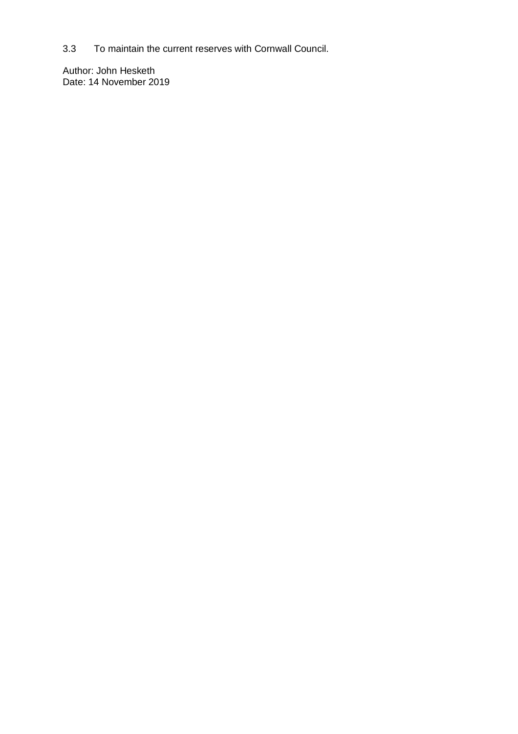3.3 To maintain the current reserves with Cornwall Council.

Author: John Hesketh
Date: 14 November 2019